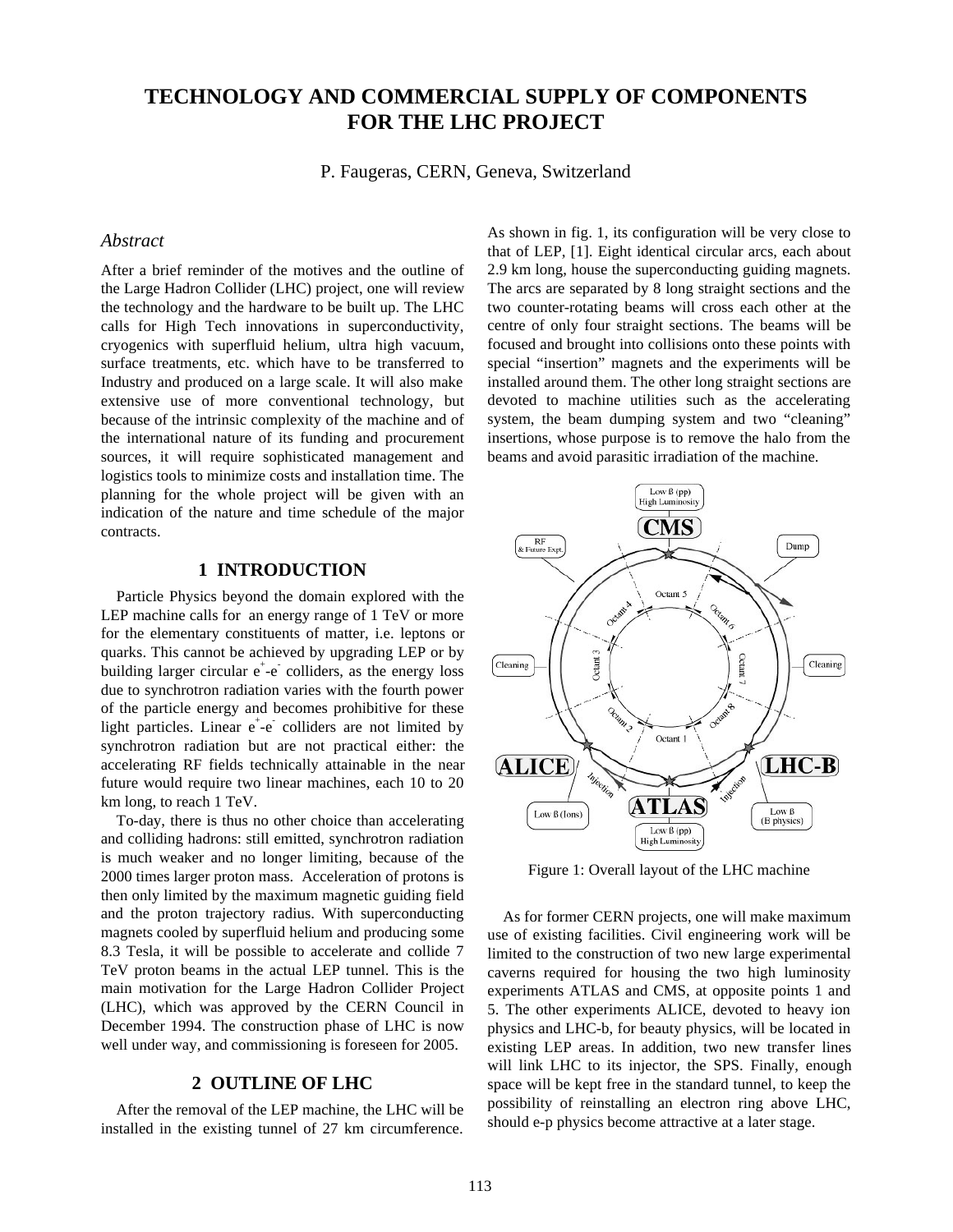# TECHNOLOGY AND COMMERCIAL SUPPLY OF COMPONENTS FOR THE LHC PROJECT

P. Faugeras, CERN, Geneva, Switzerland

## *Abstract*

After a brief reminder of the motives and the outline of the Large Hadron Collider (LHC) project, one will review the technology and the hardware to be built up. The LHC calls for High Tech innovations in superconductivity, cryogenics with superfluid helium, ultra high vacuum, surface treatments, etc. which have to be transferred to Industry and produced on a large scale. It will also make extensive use of more conventional technology, but because of the intrinsic complexity of the machine and of the international nature of its funding and procurement sources, it will require sophisticated management and logistics tools to minimize costs and installation time. The planning for the whole project will be given with an indication of the nature and time schedule of the major contracts.

## 1 INTRODUCTION

Particle Physics beyond the domain explored with the LEP machine calls for an energy range of 1 TeV or more for the elementary constituents of matter, i.e. leptons or quarks. This cannot be achieved by upgrading LEP or by building larger circular $e^+$-$e^-$ colliders, as the energy loss due to synchrotron radiation varies with the fourth power of the particle energy and becomes prohibitive for these light particles. Linear $e^+$-$e^-$ colliders are not limited by synchrotron radiation but are not practical either: the accelerating RF fields technically attainable in the near future would require two linear machines, each 10 to 20 km long, to reach 1 TeV.

To-day, there is thus no other choice than accelerating and colliding hadrons: still emitted, synchrotron radiation is much weaker and no longer limiting, because of the 2000 times larger proton mass. Acceleration of protons is then only limited by the maximum magnetic guiding field and the proton trajectory radius. With superconducting magnets cooled by superfluid helium and producing some 8.3 Tesla, it will be possible to accelerate and collide 7 TeV proton beams in the actual LEP tunnel. This is the main motivation for the Large Hadron Collider Project (LHC), which was approved by the CERN Council in December 1994. The construction phase of LHC is now well under way, and commissioning is foreseen for 2005.

## 2 OUTLINE OF LHC

After the removal of the LEP machine, the LHC will be installed in the existing tunnel of 27 km circumference. As shown in fig. 1, its configuration will be very close to that of LEP, [1]. Eight identical circular arcs, each about 2.9 km long, house the superconducting guiding magnets. The arcs are separated by 8 long straight sections and the two counter-rotating beams will cross each other at the centre of only four straight sections. The beams will be focused and brought into collisions onto these points with special "insertion" magnets and the experiments will be installed around them. The other long straight sections are devoted to machine utilities such as the accelerating system, the beam dumping system and two "cleaning" insertions, whose purpose is to remove the halo from the beams and avoid parasitic irradiation of the machine.

Low β (pp) High Luminosity
CMS
RF & Future Expt.
Dump
Octant 5
Octant 4
Octant 6
Cleaning
Octant 3
Octant 7
Cleaning
Octant 2
Octant 8
Octant 1
ALICE
LHC-B
Injection
Injection
ATLAS
Low β (Ions)
Low β (B physics)
Low β (pp) High Luminosity

Figure 1: Overall layout of the LHC machine

As for former CERN projects, one will make maximum use of existing facilities. Civil engineering work will be limited to the construction of two new large experimental caverns required for housing the two high luminosity experiments ATLAS and CMS, at opposite points 1 and 5. The other experiments ALICE, devoted to heavy ion physics and LHC-b, for beauty physics, will be located in existing LEP areas. In addition, two new transfer lines will link LHC to its injector, the SPS. Finally, enough space will be kept free in the standard tunnel, to keep the possibility of reinstalling an electron ring above LHC, should e-p physics become attractive at a later stage.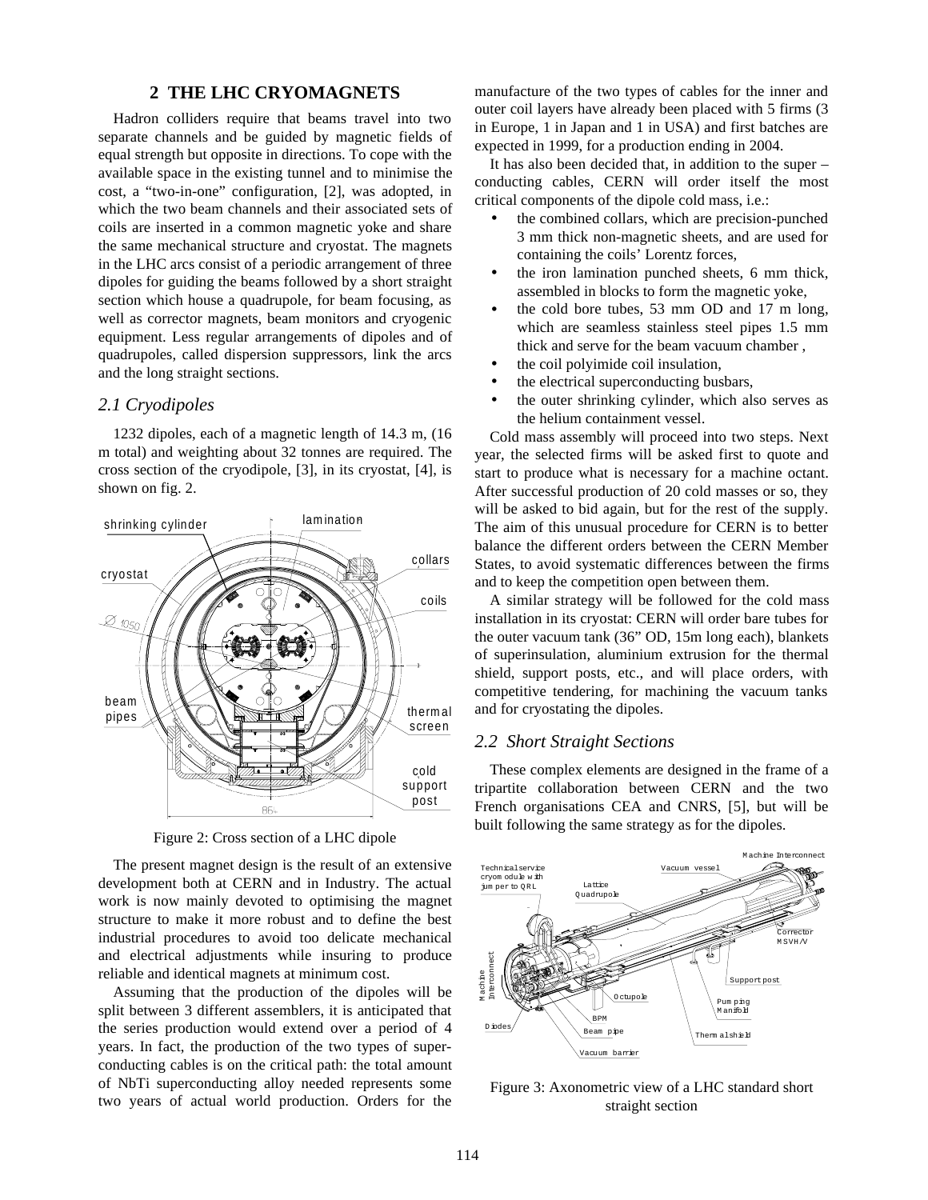## 2 THE LHC CRYOMAGNETS

Hadron colliders require that beams travel into two separate channels and be guided by magnetic fields of equal strength but opposite in directions. To cope with the available space in the existing tunnel and to minimise the cost, a "two-in-one" configuration, [2], was adopted, in which the two beam channels and their associated sets of coils are inserted in a common magnetic yoke and share the same mechanical structure and cryostat. The magnets in the LHC arcs consist of a periodic arrangement of three dipoles for guiding the beams followed by a short straight section which house a quadrupole, for beam focusing, as well as corrector magnets, beam monitors and cryogenic equipment. Less regular arrangements of dipoles and of quadrupoles, called dispersion suppressors, link the arcs and the long straight sections.

### *2.1 Cryodipoles*

1232 dipoles, each of a magnetic length of 14.3 m, (16 m total) and weighting about 32 tonnes are required. The cross section of the cryodipole, [3], in its cryostat, [4], is shown on fig. 2.

Figure 2: Cross section of a LHC dipole

The present magnet design is the result of an extensive development both at CERN and in Industry. The actual work is now mainly devoted to optimising the magnet structure to make it more robust and to define the best industrial procedures to avoid too delicate mechanical and electrical adjustments while insuring to produce reliable and identical magnets at minimum cost.

Assuming that the production of the dipoles will be split between 3 different assemblers, it is anticipated that the series production would extend over a period of 4 years. In fact, the production of the two types of super-conducting cables is on the critical path: the total amount of NbTi superconducting alloy needed represents some two years of actual world production. Orders for the manufacture of the two types of cables for the inner and outer coil layers have already been placed with 5 firms (3 in Europe, 1 in Japan and 1 in USA) and first batches are expected in 1999, for a production ending in 2004.

It has also been decided that, in addition to the super – conducting cables, CERN will order itself the most critical components of the dipole cold mass, i.e.:

- the combined collars, which are precision-punched 3 mm thick non-magnetic sheets, and are used for containing the coils' Lorentz forces,
- the iron lamination punched sheets, 6 mm thick, assembled in blocks to form the magnetic yoke,
- the cold bore tubes, 53 mm OD and 17 m long, which are seamless stainless steel pipes 1.5 mm thick and serve for the beam vacuum chamber ,
- the coil polyimide coil insulation,
- the electrical superconducting busbars,
- the outer shrinking cylinder, which also serves as the helium containment vessel.

Cold mass assembly will proceed into two steps. Next year, the selected firms will be asked first to quote and start to produce what is necessary for a machine octant. After successful production of 20 cold masses or so, they will be asked to bid again, but for the rest of the supply. The aim of this unusual procedure for CERN is to better balance the different orders between the CERN Member States, to avoid systematic differences between the firms and to keep the competition open between them.

A similar strategy will be followed for the cold mass installation in its cryostat: CERN will order bare tubes for the outer vacuum tank (36" OD, 15m long each), blankets of superinsulation, aluminium extrusion for the thermal shield, support posts, etc., and will place orders, with competitive tendering, for machining the vacuum tanks and for cryostating the dipoles.

### *2.2 Short Straight Sections*

These complex elements are designed in the frame of a tripartite collaboration between CERN and the two French organisations CEA and CNRS, [5], but will be built following the same strategy as for the dipoles.

Figure 3: Axonometric view of a LHC standard short straight section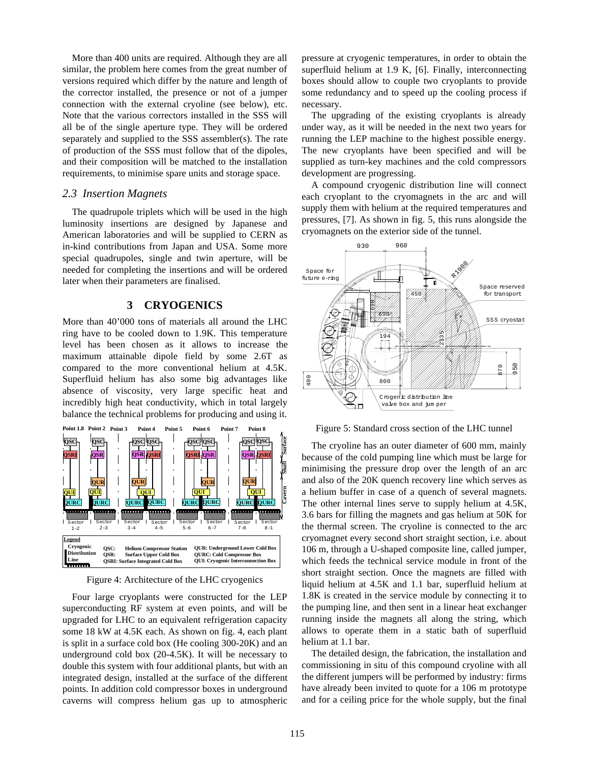More than 400 units are required. Although they are all similar, the problem here comes from the great number of versions required which differ by the nature and length of the corrector installed, the presence or not of a jumper connection with the external cryoline (see below), etc. Note that the various correctors installed in the SSS will all be of the single aperture type. They will be ordered separately and supplied to the SSS assembler(s). The rate of production of the SSS must follow that of the dipoles, and their composition will be matched to the installation requirements, to minimise spare units and storage space.

### *2.3 Insertion Magnets*

The quadrupole triplets which will be used in the high luminosity insertions are designed by Japanese and American laboratories and will be supplied to CERN as in-kind contributions from Japan and USA. Some more special quadrupoles, single and twin aperture, will be needed for completing the insertions and will be ordered later when their parameters are finalised.

## 3 CRYOGENICS

More than 40'000 tons of materials all around the LHC ring have to be cooled down to 1.9K. This temperature level has been chosen as it allows to increase the maximum attainable dipole field by some 2.6T as compared to the more conventional helium at 4.5K. Superfluid helium has also some big advantages like absence of viscosity, very large specific heat and incredibly high heat conductivity, which in total largely balance the technical problems for producing and using it.

Point 1.8 Point 2 Point 3 Point 4 Point 5 Point 6 Point 7 Point 8

Surface Shaft Cavern

Sector 1-2 Sector 2-3 Sector 3-4 Sector 4-5 Sector 5-6 Sector 6-7 Sector 7-8 Sector 8-1

Legend
Cryogenic Distribution Line
QSC: Helium Compressor Station
QSR: Surface Upper Cold Box
QSRI: Surface Integrated Cold Box
QUR: Underground Lower Cold Box
QURC: Cold Compressor Box
QUI: Cryogenic Interconnection Box

Figure 4: Architecture of the LHC cryogenics

Four large cryoplants were constructed for the LEP superconducting RF system at even points, and will be upgraded for LHC to an equivalent refrigeration capacity some 18 kW at 4.5K each. As shown on fig. 4, each plant is split in a surface cold box (He cooling 300-20K) and an underground cold box (20-4.5K). It will be necessary to double this system with four additional plants, but with an integrated design, installed at the surface of the different points. In addition cold compressor boxes in underground caverns will compress helium gas up to atmospheric pressure at cryogenic temperatures, in order to obtain the superfluid helium at 1.9 K, [6]. Finally, interconnecting boxes should allow to couple two cryoplants to provide some redundancy and to speed up the cooling process if necessary.

The upgrading of the existing cryoplants is already under way, as it will be needed in the next two years for running the LEP machine to the highest possible energy. The new cryoplants have been specified and will be supplied as turn-key machines and the cold compressors development are progressing.

A compound cryogenic distribution line will connect each cryoplant to the cryomagnets in the arc and will supply them with helium at the required temperatures and pressures, [7]. As shown in fig. 5, this runs alongside the cryomagnets on the exterior side of the tunnel.

930 960 R1900
Space for future e-ring
Space reserved for transport
SSS cryostat
450 690 690 194 2335 870 950 400 800
Crogenic distribution line valve box and jumper

Figure 5: Standard cross section of the LHC tunnel

The cryoline has an outer diameter of 600 mm, mainly because of the cold pumping line which must be large for minimising the pressure drop over the length of an arc and also of the 20K quench recovery line which serves as a helium buffer in case of a quench of several magnets. The other internal lines serve to supply helium at 4.5K, 3.6 bars for filling the magnets and gas helium at 50K for the thermal screen. The cryoline is connected to the arc cryomagnet every second short straight section, i.e. about 106 m, through a U-shaped composite line, called jumper, which feeds the technical service module in front of the short straight section. Once the magnets are filled with liquid helium at 4.5K and 1.1 bar, superfluid helium at 1.8K is created in the service module by connecting it to the pumping line, and then sent in a linear heat exchanger running inside the magnets all along the string, which allows to operate them in a static bath of superfluid helium at 1.1 bar.

The detailed design, the fabrication, the installation and commissioning in situ of this compound cryoline with all the different jumpers will be performed by industry: firms have already been invited to quote for a 106 m prototype and for a ceiling price for the whole supply, but the final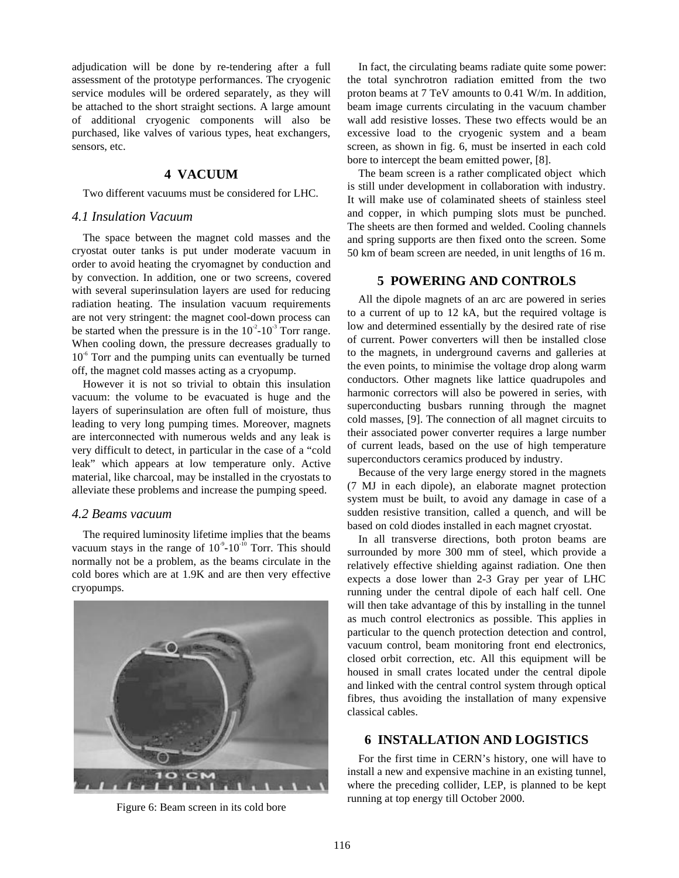adjudication will be done by re-tendering after a full assessment of the prototype performances. The cryogenic service modules will be ordered separately, as they will be attached to the short straight sections. A large amount of additional cryogenic components will also be purchased, like valves of various types, heat exchangers, sensors, etc.

## 4 VACUUM

Two different vacuums must be considered for LHC.

### *4.1 Insulation Vacuum*

The space between the magnet cold masses and the cryostat outer tanks is put under moderate vacuum in order to avoid heating the cryomagnet by conduction and by convection. In addition, one or two screens, covered with several superinsulation layers are used for reducing radiation heating. The insulation vacuum requirements are not very stringent: the magnet cool-down process can be started when the pressure is in the $10^{-2}$-$10^{-3}$ Torr range. When cooling down, the pressure decreases gradually to $10^{-6}$ Torr and the pumping units can eventually be turned off, the magnet cold masses acting as a cryopump.

However it is not so trivial to obtain this insulation vacuum: the volume to be evacuated is huge and the layers of superinsulation are often full of moisture, thus leading to very long pumping times. Moreover, magnets are interconnected with numerous welds and any leak is very difficult to detect, in particular in the case of a "cold leak" which appears at low temperature only. Active material, like charcoal, may be installed in the cryostats to alleviate these problems and increase the pumping speed.

### *4.2 Beams vacuum*

The required luminosity lifetime implies that the beams vacuum stays in the range of $10^{-9}$-$10^{-10}$ Torr. This should normally not be a problem, as the beams circulate in the cold bores which are at 1.9K and are then very effective cryopumps.

10 CM

Figure 6: Beam screen in its cold bore

In fact, the circulating beams radiate quite some power: the total synchrotron radiation emitted from the two proton beams at 7 TeV amounts to 0.41 W/m. In addition, beam image currents circulating in the vacuum chamber wall add resistive losses. These two effects would be an excessive load to the cryogenic system and a beam screen, as shown in fig. 6, must be inserted in each cold bore to intercept the beam emitted power, [8].

The beam screen is a rather complicated object which is still under development in collaboration with industry. It will make use of colaminated sheets of stainless steel and copper, in which pumping slots must be punched. The sheets are then formed and welded. Cooling channels and spring supports are then fixed onto the screen. Some 50 km of beam screen are needed, in unit lengths of 16 m.

## 5 POWERING AND CONTROLS

All the dipole magnets of an arc are powered in series to a current of up to 12 kA, but the required voltage is low and determined essentially by the desired rate of rise of current. Power converters will then be installed close to the magnets, in underground caverns and galleries at the even points, to minimise the voltage drop along warm conductors. Other magnets like lattice quadrupoles and harmonic correctors will also be powered in series, with superconducting busbars running through the magnet cold masses, [9]. The connection of all magnet circuits to their associated power converter requires a large number of current leads, based on the use of high temperature superconductors ceramics produced by industry.

Because of the very large energy stored in the magnets (7 MJ in each dipole), an elaborate magnet protection system must be built, to avoid any damage in case of a sudden resistive transition, called a quench, and will be based on cold diodes installed in each magnet cryostat.

In all transverse directions, both proton beams are surrounded by more 300 mm of steel, which provide a relatively effective shielding against radiation. One then expects a dose lower than 2-3 Gray per year of LHC running under the central dipole of each half cell. One will then take advantage of this by installing in the tunnel as much control electronics as possible. This applies in particular to the quench protection detection and control, vacuum control, beam monitoring front end electronics, closed orbit correction, etc. All this equipment will be housed in small crates located under the central dipole and linked with the central control system through optical fibres, thus avoiding the installation of many expensive classical cables.

## 6 INSTALLATION AND LOGISTICS

For the first time in CERN's history, one will have to install a new and expensive machine in an existing tunnel, where the preceding collider, LEP, is planned to be kept running at top energy till October 2000.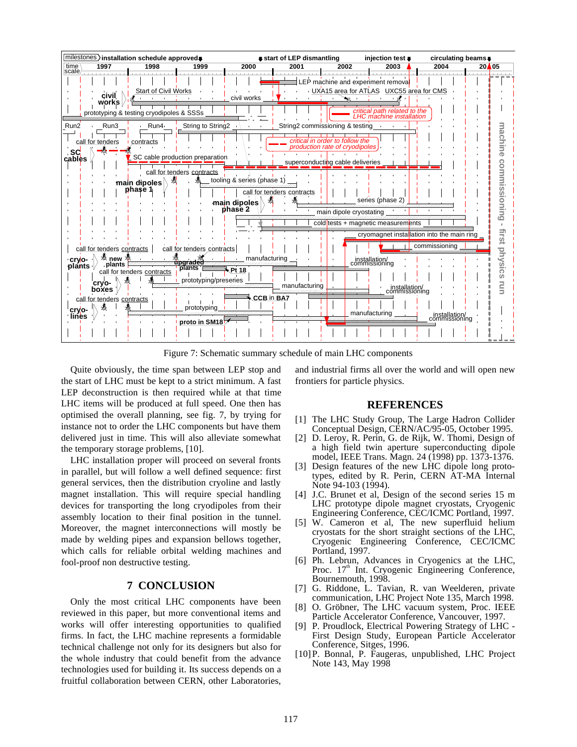milestones
installation schedule approved
start of LEP dismantling
injection test
circulating beams

time scale
1997
1998
1999
2000
2001
2002
2003
2004
2005

LEP machine and experiment removal
civil works
Start of Civil Works
civil works
UXA15 area for ATLAS
UXC55 area for CMS
prototyping & testing cryodipoles & SSSs
critical path related to the LHC machine installation
Run2
Run3
Run4
String to String2
String2 commissioning & testing
call for tenders
contracts
critical in order to follow the production rate of cryodipoles
SC cables
SC cable production preparation
superconducting cable deliveries
call for tenders contracts
main dipoles phase 1
tooling & series (phase 1)
call for tenders contracts
main dipoles phase 2
series (phase 2)
main dipole cryostating
cold tests + magnetic measurements
cryomagnet installation into the main ring
commissioning
call for tenders contracts
call for tenders contracts
cryo-plants
new plants
upgraded plants
manufacturing
Pt 18
installation/ commissioning
call for tenders contracts
cryo-boxes
prototyping/preseries
manufacturing
installation/ commissioning
CCB in BA7
call for tenders contracts
cryo-lines
prototyping
proto in SM18
manufacturing
installation/ commissioning
machine commissioning - first physics run

Figure 7: Schematic summary schedule of main LHC components

Quite obviously, the time span between LEP stop and the start of LHC must be kept to a strict minimum. A fast LEP deconstruction is then required while at that time LHC items will be produced at full speed. One then has optimised the overall planning, see fig. 7, by trying for instance not to order the LHC components but have them delivered just in time. This will also alleviate somewhat the temporary storage problems, [10].

LHC installation proper will proceed on several fronts in parallel, but will follow a well defined sequence: first general services, then the distribution cryoline and lastly magnet installation. This will require special handling devices for transporting the long cryodipoles from their assembly location to their final position in the tunnel. Moreover, the magnet interconnections will mostly be made by welding pipes and expansion bellows together, which calls for reliable orbital welding machines and fool-proof non destructive testing.

## 7 CONCLUSION

Only the most critical LHC components have been reviewed in this paper, but more conventional items and works will offer interesting opportunities to qualified firms. In fact, the LHC machine represents a formidable technical challenge not only for its designers but also for the whole industry that could benefit from the advance technologies used for building it. Its success depends on a fruitful collaboration between CERN, other Laboratories, and industrial firms all over the world and will open new frontiers for particle physics.

## REFERENCES

[1] The LHC Study Group, The Large Hadron Collider Conceptual Design, CERN/AC/95-05, October 1995.

[2] D. Leroy, R. Perin, G. de Rijk, W. Thomi, Design of a high field twin aperture superconducting dipole model, IEEE Trans. Magn. 24 (1998) pp. 1373-1376.

[3] Design features of the new LHC dipole long prototypes, edited by R. Perin, CERN AT-MA Internal Note 94-103 (1994).

[4] J.C. Brunet et al, Design of the second series 15 m LHC prototype dipole magnet cryostats, Cryogenic Engineering Conference, CEC/ICMC Portland, 1997.

[5] W. Cameron et al, The new superfluid helium cryostats for the short straight sections of the LHC, Cryogenic Engineering Conference, CEC/ICMC Portland, 1997.

[6] Ph. Lebrun, Advances in Cryogenics at the LHC, Proc. 17th Int. Cryogenic Engineering Conference, Bournemouth, 1998.

[7] G. Riddone, L. Tavian, R. van Weelderen, private communication, LHC Project Note 135, March 1998.

[8] O. Gröbner, The LHC vacuum system, Proc. IEEE Particle Accelerator Conference, Vancouver, 1997.

[9] P. Proudlock, Electrical Powering Strategy of LHC - First Design Study, European Particle Accelerator Conference, Sitges, 1996.

[10] P. Bonnal, P. Faugeras, unpublished, LHC Project Note 143, May 1998